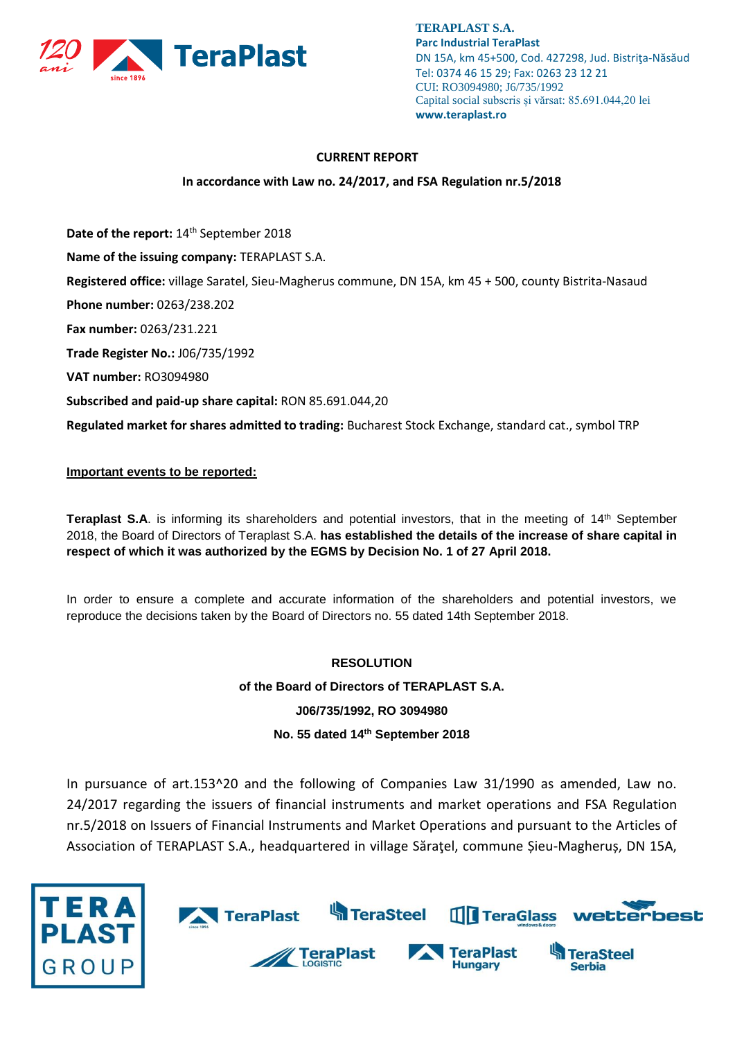**TERAPLAST S.A.**
**Parc Industrial TeraPlast**
DN 15A, km 45+500, Cod. 427298, Jud. Bistriţa-Năsăud
Tel: 0374 46 15 29; Fax: 0263 23 12 21
CUI: RO3094980; J6/735/1992
Capital social subscris și vărsat: 85.691.044,20 lei
**www.teraplast.ro**

**CURRENT REPORT**

**In accordance with Law no. 24/2017, and FSA Regulation nr.5/2018**

**Date of the report:** 14th September 2018

**Name of the issuing company:** TERAPLAST S.A.

**Registered office:** village Saratel, Sieu-Magherus commune, DN 15A, km 45 + 500, county Bistrita-Nasaud

**Phone number:** 0263/238.202

**Fax number:** 0263/231.221

**Trade Register No.:** J06/735/1992

**VAT number:** RO3094980

**Subscribed and paid-up share capital:** RON 85.691.044,20

**Regulated market for shares admitted to trading:** Bucharest Stock Exchange, standard cat., symbol TRP

**Important events to be reported:**

**Teraplast S.A**. is informing its shareholders and potential investors, that in the meeting of 14th September 2018, the Board of Directors of Teraplast S.A. **has established the details of the increase of share capital in respect of which it was authorized by the EGMS by Decision No. 1 of 27 April 2018.**

In order to ensure a complete and accurate information of the shareholders and potential investors, we reproduce the decisions taken by the Board of Directors no. 55 dated 14th September 2018.

**RESOLUTION**

**of the Board of Directors of TERAPLAST S.A.**

**J06/735/1992, RO 3094980**

**No. 55 dated 14th September 2018**

In pursuance of art.153^20 and the following of Companies Law 31/1990 as amended, Law no. 24/2017 regarding the issuers of financial instruments and market operations and FSA Regulation nr.5/2018 on Issuers of Financial Instruments and Market Operations and pursuant to the Articles of Association of TERAPLAST S.A., headquartered in village Săraţel, commune Șieu-Magheruș, DN 15A,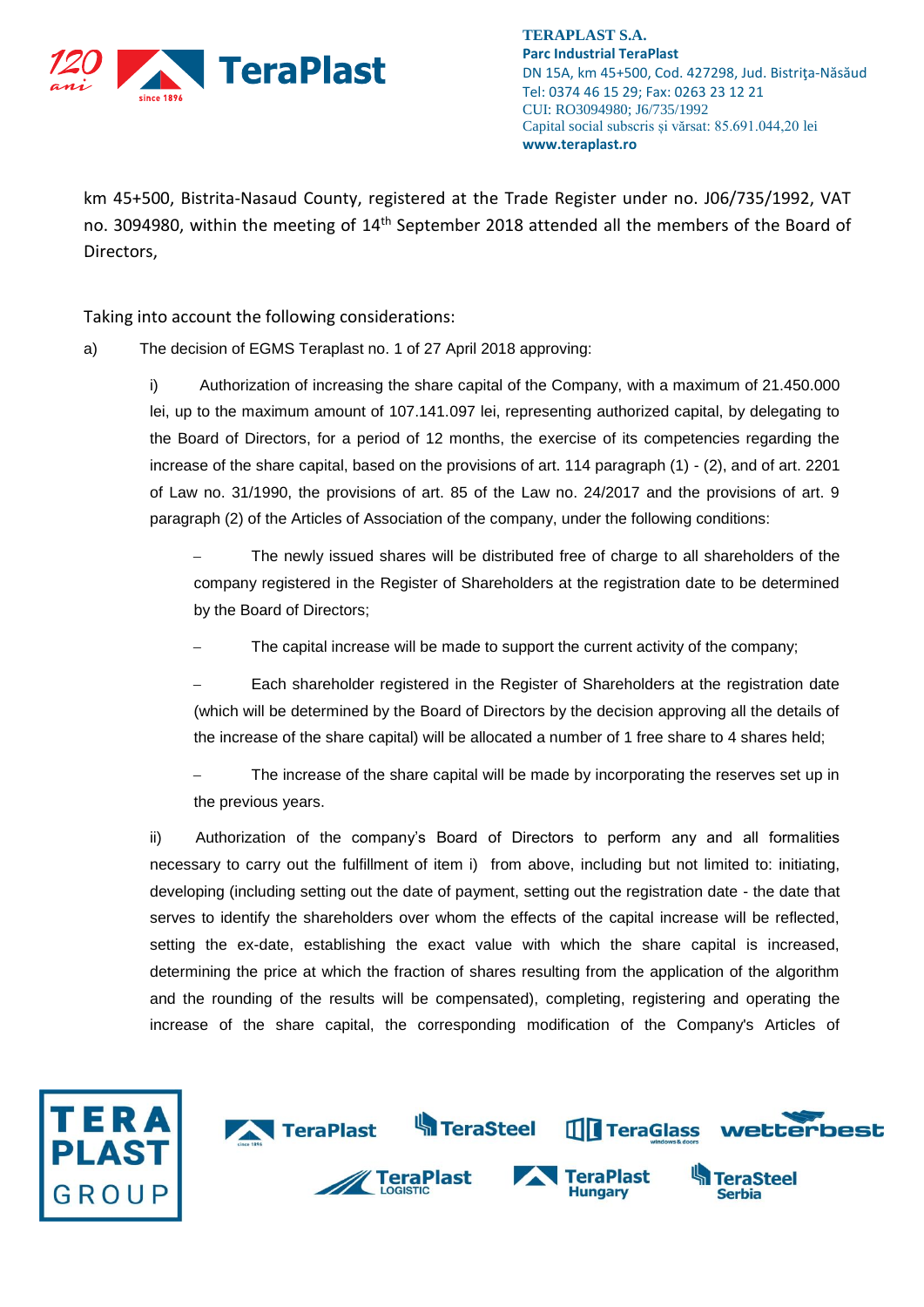km 45+500, Bistrita-Nasaud County, registered at the Trade Register under no. J06/735/1992, VAT no. 3094980, within the meeting of 14th September 2018 attended all the members of the Board of Directors,

Taking into account the following considerations:

a) The decision of EGMS Teraplast no. 1 of 27 April 2018 approving:

i) Authorization of increasing the share capital of the Company, with a maximum of 21.450.000 lei, up to the maximum amount of 107.141.097 lei, representing authorized capital, by delegating to the Board of Directors, for a period of 12 months, the exercise of its competencies regarding the increase of the share capital, based on the provisions of art. 114 paragraph (1) - (2), and of art. 2201 of Law no. 31/1990, the provisions of art. 85 of the Law no. 24/2017 and the provisions of art. 9 paragraph (2) of the Articles of Association of the company, under the following conditions:

– The newly issued shares will be distributed free of charge to all shareholders of the company registered in the Register of Shareholders at the registration date to be determined by the Board of Directors;

– The capital increase will be made to support the current activity of the company;

– Each shareholder registered in the Register of Shareholders at the registration date (which will be determined by the Board of Directors by the decision approving all the details of the increase of the share capital) will be allocated a number of 1 free share to 4 shares held;

– The increase of the share capital will be made by incorporating the reserves set up in the previous years.

ii) Authorization of the company's Board of Directors to perform any and all formalities necessary to carry out the fulfillment of item i) from above, including but not limited to: initiating, developing (including setting out the date of payment, setting out the registration date - the date that serves to identify the shareholders over whom the effects of the capital increase will be reflected, setting the ex-date, establishing the exact value with which the share capital is increased, determining the price at which the fraction of shares resulting from the application of the algorithm and the rounding of the results will be compensated), completing, registering and operating the increase of the share capital, the corresponding modification of the Company's Articles of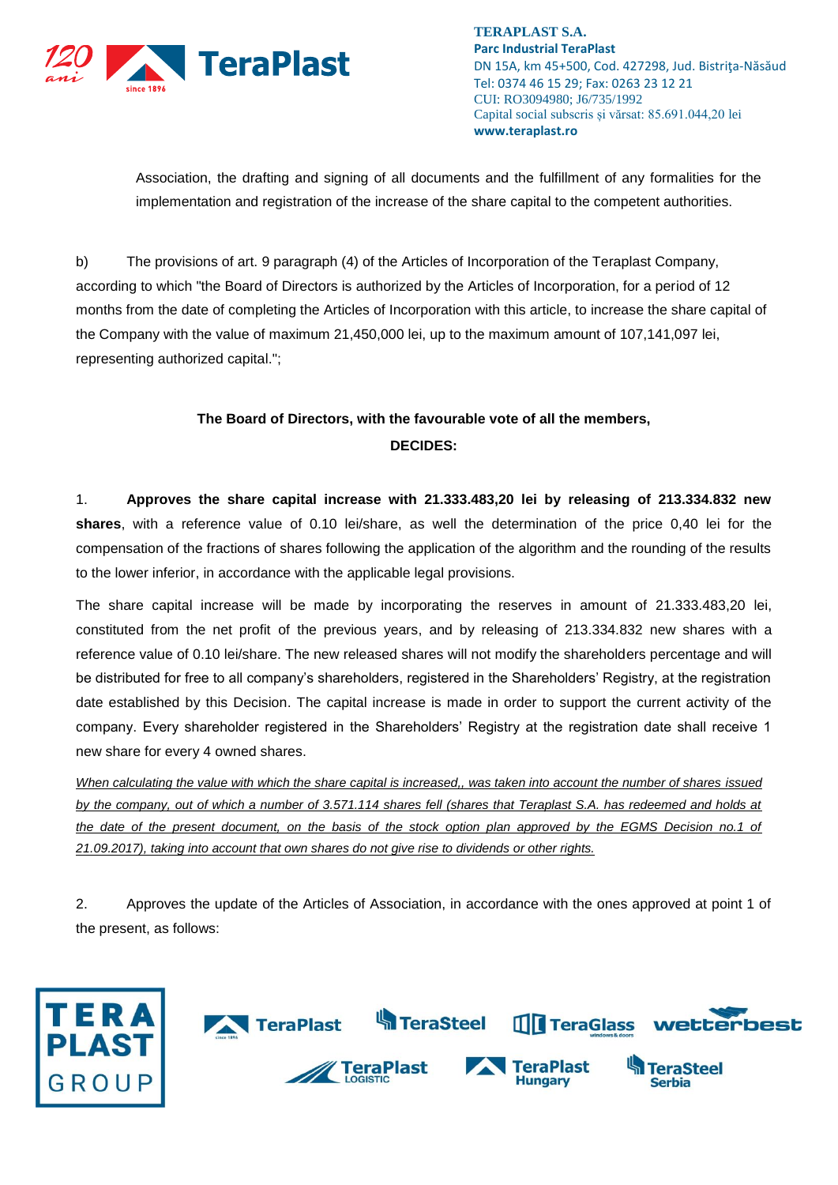Association, the drafting and signing of all documents and the fulfillment of any formalities for the implementation and registration of the increase of the share capital to the competent authorities.

b) The provisions of art. 9 paragraph (4) of the Articles of Incorporation of the Teraplast Company, according to which "the Board of Directors is authorized by the Articles of Incorporation, for a period of 12 months from the date of completing the Articles of Incorporation with this article, to increase the share capital of the Company with the value of maximum 21,450,000 lei, up to the maximum amount of 107,141,097 lei, representing authorized capital.";

**The Board of Directors, with the favourable vote of all the members,**
**DECIDES:**

1. **Approves the share capital increase with 21.333.483,20 lei by releasing of 213.334.832 new shares**, with a reference value of 0.10 lei/share, as well the determination of the price 0,40 lei for the compensation of the fractions of shares following the application of the algorithm and the rounding of the results to the lower inferior, in accordance with the applicable legal provisions.

The share capital increase will be made by incorporating the reserves in amount of 21.333.483,20 lei, constituted from the net profit of the previous years, and by releasing of 213.334.832 new shares with a reference value of 0.10 lei/share. The new released shares will not modify the shareholders percentage and will be distributed for free to all company's shareholders, registered in the Shareholders' Registry, at the registration date established by this Decision. The capital increase is made in order to support the current activity of the company. Every shareholder registered in the Shareholders' Registry at the registration date shall receive 1 new share for every 4 owned shares.

*When calculating the value with which the share capital is increased,, was taken into account the number of shares issued by the company, out of which a number of 3.571.114 shares fell (shares that Teraplast S.A. has redeemed and holds at the date of the present document, on the basis of the stock option plan approved by the EGMS Decision no.1 of 21.09.2017), taking into account that own shares do not give rise to dividends or other rights.*

2. Approves the update of the Articles of Association, in accordance with the ones approved at point 1 of the present, as follows: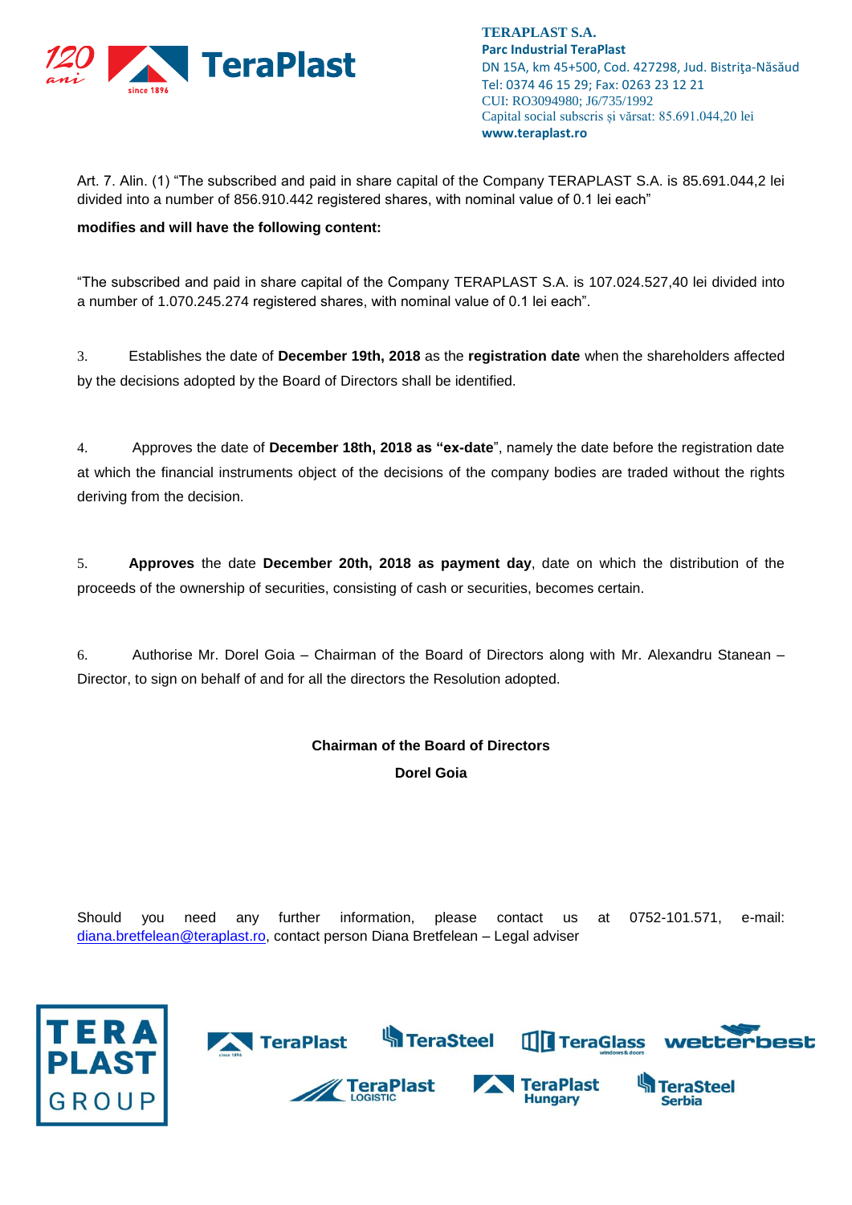Art. 7. Alin. (1) "The subscribed and paid in share capital of the Company TERAPLAST S.A. is 85.691.044,2 lei divided into a number of 856.910.442 registered shares, with nominal value of 0.1 lei each"

**modifies and will have the following content:**

"The subscribed and paid in share capital of the Company TERAPLAST S.A. is 107.024.527,40 lei divided into a number of 1.070.245.274 registered shares, with nominal value of 0.1 lei each".

3. Establishes the date of **December 19th, 2018** as the **registration date** when the shareholders affected by the decisions adopted by the Board of Directors shall be identified.

4. Approves the date of **December 18th, 2018 as "ex-date"**, namely the date before the registration date at which the financial instruments object of the decisions of the company bodies are traded without the rights deriving from the decision.

5. **Approves** the date **December 20th, 2018 as payment day**, date on which the distribution of the proceeds of the ownership of securities, consisting of cash or securities, becomes certain.

6. Authorise Mr. Dorel Goia – Chairman of the Board of Directors along with Mr. Alexandru Stanean – Director, to sign on behalf of and for all the directors the Resolution adopted.

**Chairman of the Board of Directors**

**Dorel Goia**

Should you need any further information, please contact us at 0752-101.571, e-mail: diana.bretfelean@teraplast.ro, contact person Diana Bretfelean – Legal adviser